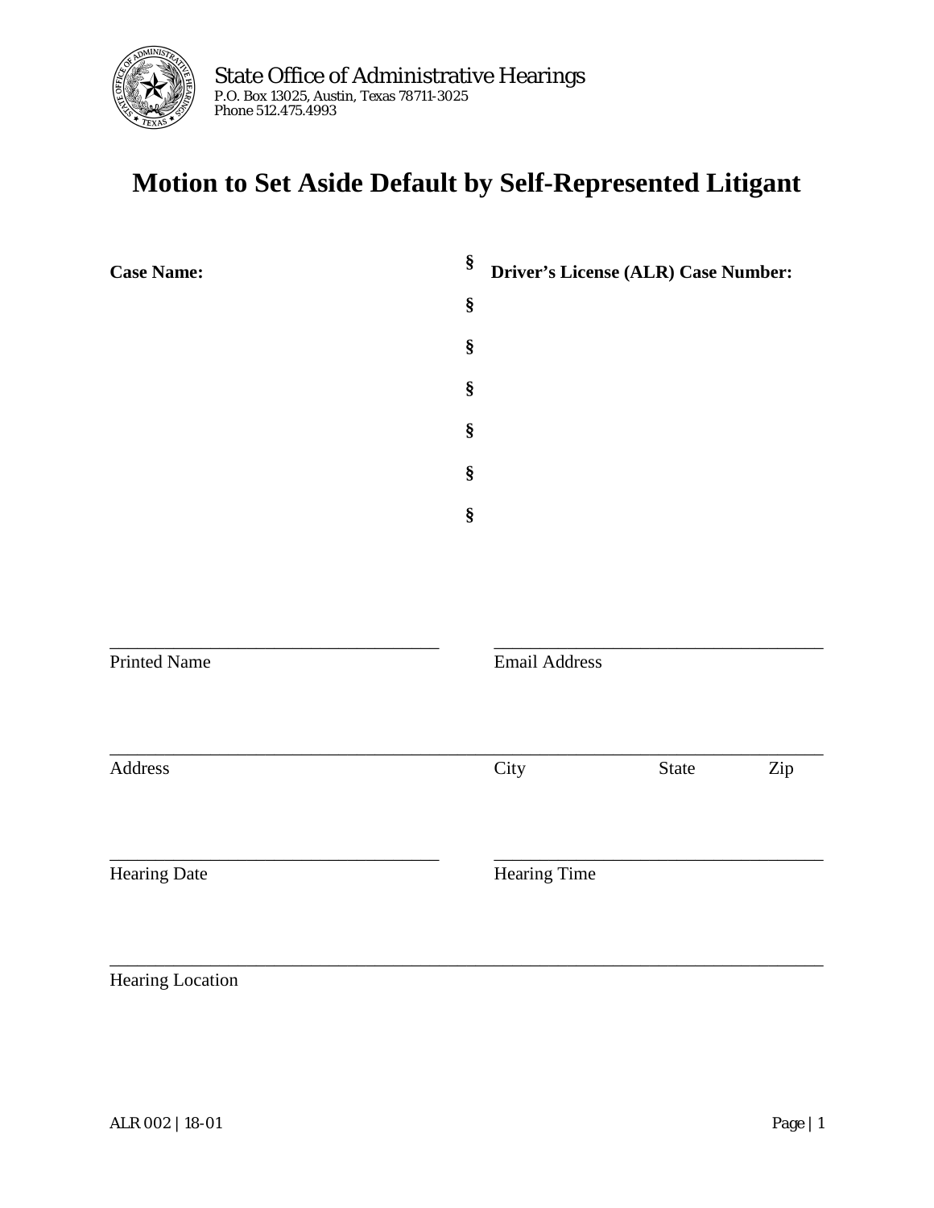State Office of Administrative Hearings
P.O. Box 13025, Austin, Texas 78711-3025
Phone 512.475.4993

# Motion to Set Aside Default by Self-Represented Litigant

| **Case Name:** | § | **Driver's License (ALR) Case Number:** |
|---|---|---|
| | § | |
| | § | |
| | § | |
| | § | |
| | § | |
| | § | |

______________________________________ ______________________________________
Printed Name Email Address

_____________________________________________________________________________
Address City State Zip

______________________________________ ______________________________________
Hearing Date Hearing Time

_____________________________________________________________________________
Hearing Location

ALR 002 | 18-01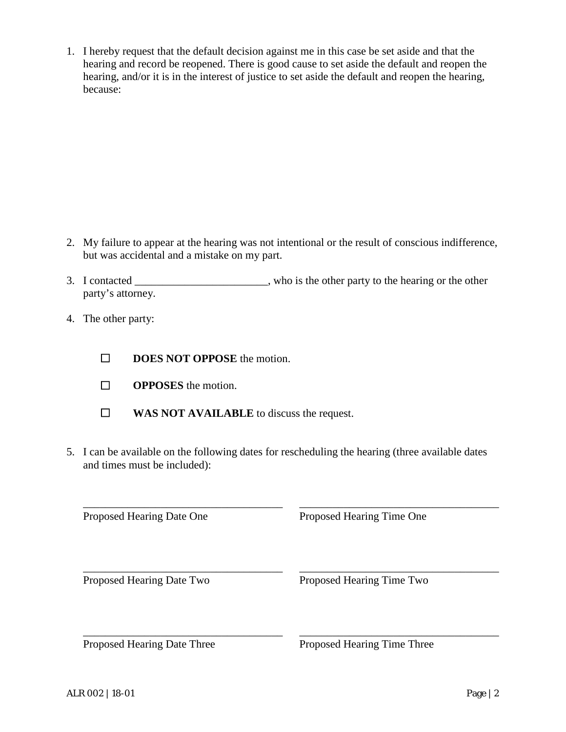1. I hereby request that the default decision against me in this case be set aside and that the hearing and record be reopened. There is good cause to set aside the default and reopen the hearing, and/or it is in the interest of justice to set aside the default and reopen the hearing, because:

2. My failure to appear at the hearing was not intentional or the result of conscious indifference, but was accidental and a mistake on my part.

3. I contacted ________________________, who is the other party to the hearing or the other party's attorney.

4. The other party:

   ☐ **DOES NOT OPPOSE** the motion.

   ☐ **OPPOSES** the motion.

   ☐ **WAS NOT AVAILABLE** to discuss the request.

5. I can be available on the following dates for rescheduling the hearing (three available dates and times must be included):

| | |
|---|---|
| ____________________________________ | ____________________________________ |
| Proposed Hearing Date One | Proposed Hearing Time One |
| ____________________________________ | ____________________________________ |
| Proposed Hearing Date Two | Proposed Hearing Time Two |
| ____________________________________ | ____________________________________ |
| Proposed Hearing Date Three | Proposed Hearing Time Three |

ALR 002 | 18-01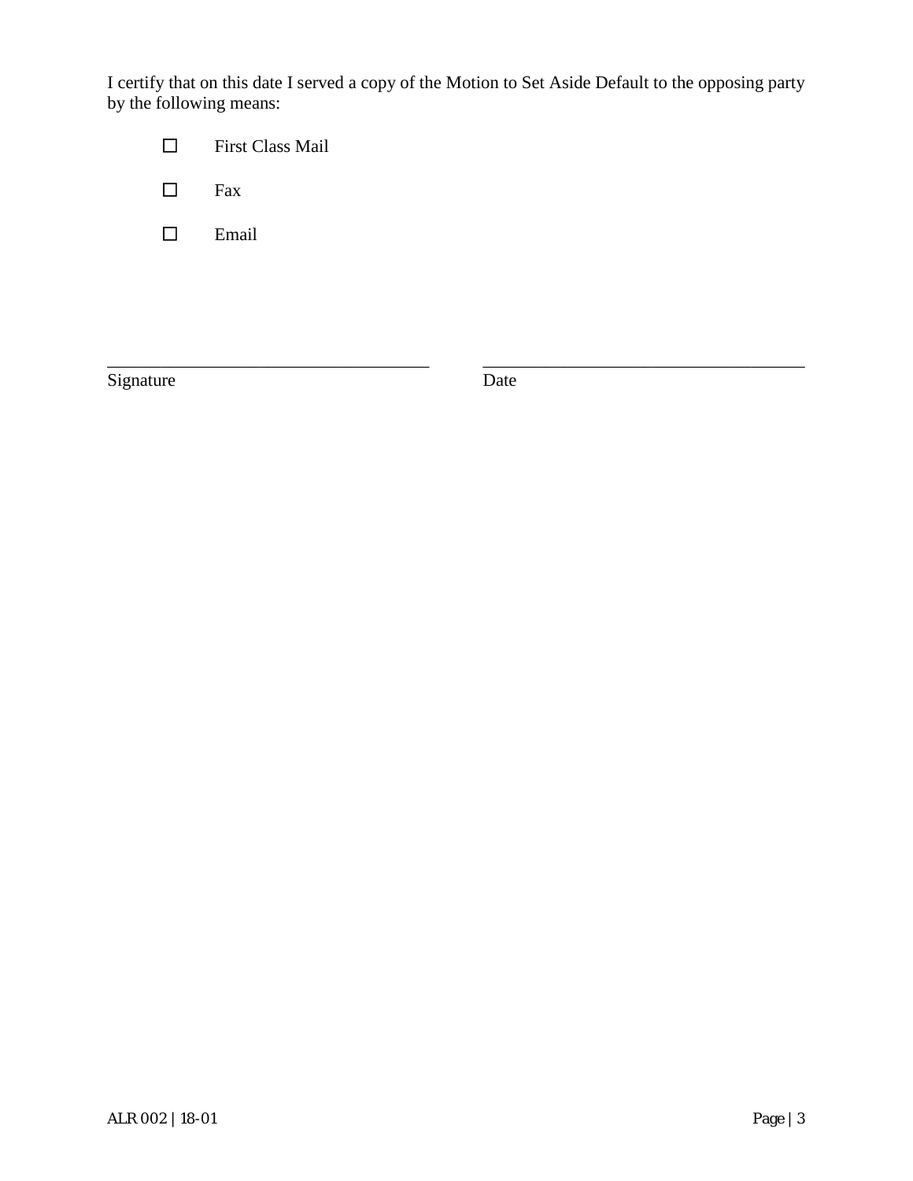I certify that on this date I served a copy of the Motion to Set Aside Default to the opposing party by the following means:

- ☐ First Class Mail
- ☐ Fax
- ☐ Email

_____________________________________ _____________________________________
Signature Date